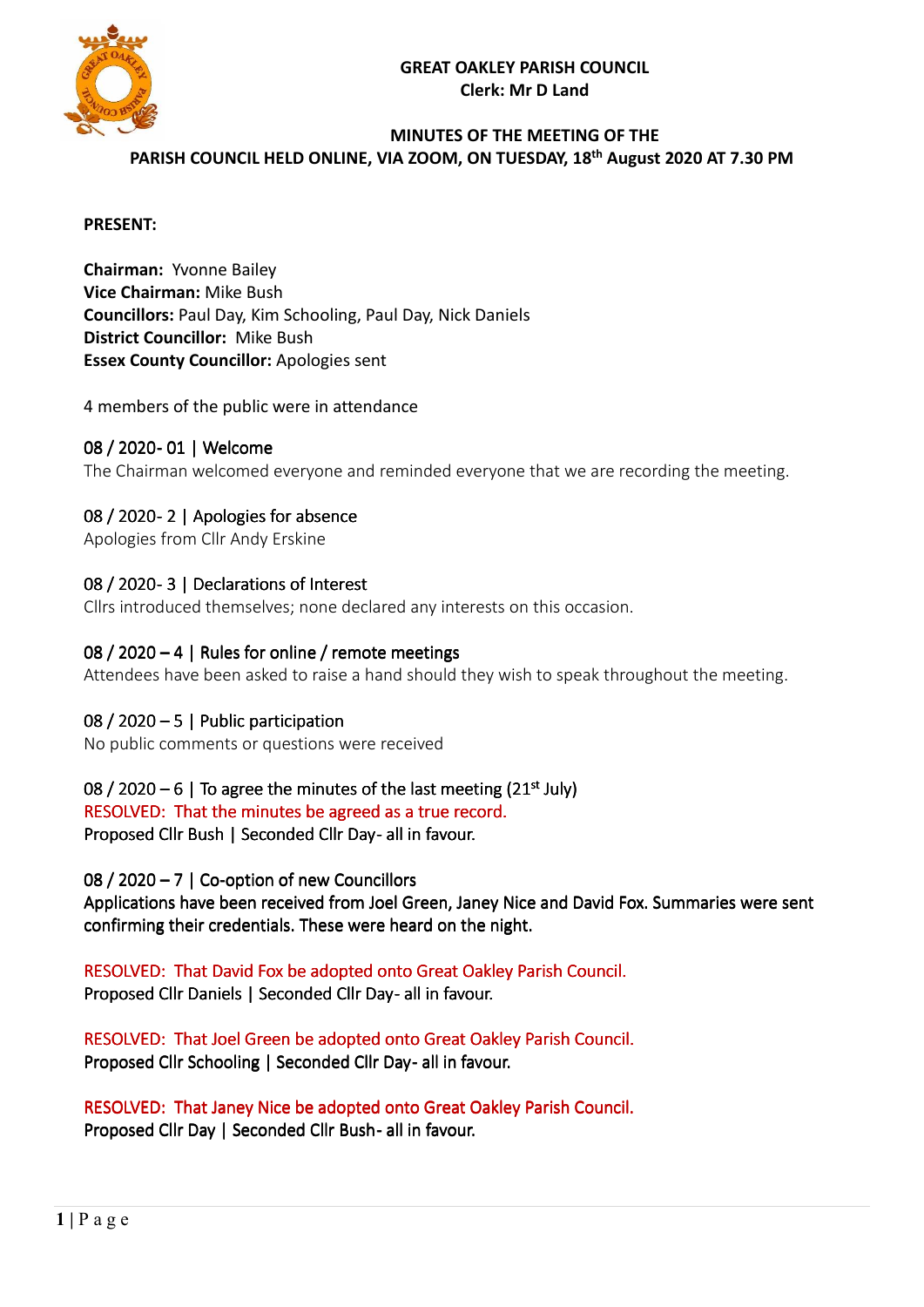**GREAT OAKLEY PARISH COUNCIL**
**Clerk: Mr D Land**

**MINUTES OF THE MEETING OF THE PARISH COUNCIL HELD ONLINE, VIA ZOOM, ON TUESDAY, 18th August 2020 AT 7.30 PM**

**PRESENT:**

**Chairman:** Yvonne Bailey
**Vice Chairman:** Mike Bush
**Councillors:** Paul Day, Kim Schooling, Paul Day, Nick Daniels
**District Councillor:** Mike Bush
**Essex County Councillor:** Apologies sent

4 members of the public were in attendance

## 08 / 2020- 01 | Welcome

The Chairman welcomed everyone and reminded everyone that we are recording the meeting.

## 08 / 2020- 2 | Apologies for absence

Apologies from Cllr Andy Erskine

## 08 / 2020- 3 | Declarations of Interest

Cllrs introduced themselves; none declared any interests on this occasion.

## 08 / 2020 – 4 | Rules for online / remote meetings

Attendees have been asked to raise a hand should they wish to speak throughout the meeting.

## 08 / 2020 – 5 | Public participation

No public comments or questions were received

## 08 / 2020 – 6 | To agree the minutes of the last meeting (21st July)

RESOLVED: That the minutes be agreed as a true record.
Proposed Cllr Bush | Seconded Cllr Day- all in favour.

## 08 / 2020 – 7 | Co-option of new Councillors

Applications have been received from Joel Green, Janey Nice and David Fox. Summaries were sent confirming their credentials. These were heard on the night.

RESOLVED: That David Fox be adopted onto Great Oakley Parish Council.
Proposed Cllr Daniels | Seconded Cllr Day- all in favour.

RESOLVED: That Joel Green be adopted onto Great Oakley Parish Council.
Proposed Cllr Schooling | Seconded Cllr Day- all in favour.

RESOLVED: That Janey Nice be adopted onto Great Oakley Parish Council.
Proposed Cllr Day | Seconded Cllr Bush- all in favour.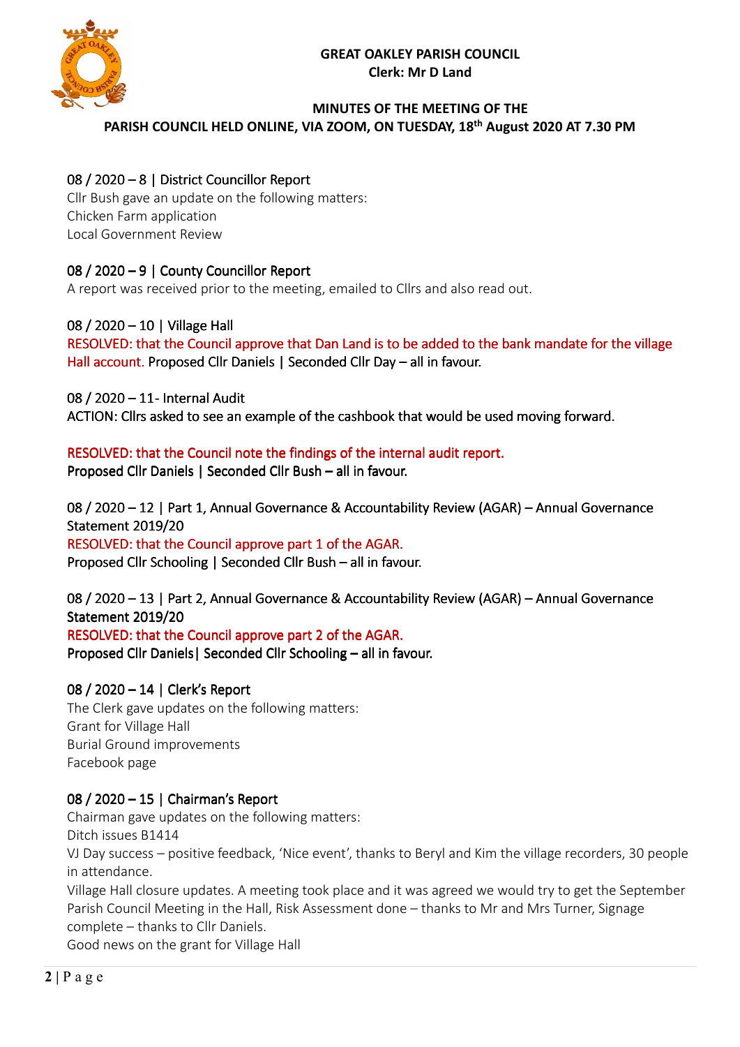**GREAT OAKLEY PARISH COUNCIL**
**Clerk: Mr D Land**

**MINUTES OF THE MEETING OF THE PARISH COUNCIL HELD ONLINE, VIA ZOOM, ON TUESDAY, 18th August 2020 AT 7.30 PM**

## 08 / 2020 – 8 | District Councillor Report

Cllr Bush gave an update on the following matters:
Chicken Farm application
Local Government Review

## 08 / 2020 – 9 | County Councillor Report

A report was received prior to the meeting, emailed to Cllrs and also read out.

## 08 / 2020 – 10 | Village Hall

RESOLVED: that the Council approve that Dan Land is to be added to the bank mandate for the village Hall account. Proposed Cllr Daniels | Seconded Cllr Day – all in favour.

## 08 / 2020 – 11- Internal Audit

ACTION: Cllrs asked to see an example of the cashbook that would be used moving forward.

RESOLVED: that the Council note the findings of the internal audit report.
Proposed Cllr Daniels | Seconded Cllr Bush – all in favour.

## 08 / 2020 – 12 | Part 1, Annual Governance & Accountability Review (AGAR) – Annual Governance Statement 2019/20

RESOLVED: that the Council approve part 1 of the AGAR.
Proposed Cllr Schooling | Seconded Cllr Bush – all in favour.

## 08 / 2020 – 13 | Part 2, Annual Governance & Accountability Review (AGAR) – Annual Governance Statement 2019/20

RESOLVED: that the Council approve part 2 of the AGAR.
Proposed Cllr Daniels| Seconded Cllr Schooling – all in favour.

## 08 / 2020 – 14 | Clerk's Report

The Clerk gave updates on the following matters:
Grant for Village Hall
Burial Ground improvements
Facebook page

## 08 / 2020 – 15 | Chairman's Report

Chairman gave updates on the following matters:
Ditch issues B1414
VJ Day success – positive feedback, 'Nice event', thanks to Beryl and Kim the village recorders, 30 people in attendance.
Village Hall closure updates. A meeting took place and it was agreed we would try to get the September Parish Council Meeting in the Hall, Risk Assessment done – thanks to Mr and Mrs Turner, Signage complete – thanks to Cllr Daniels.
Good news on the grant for Village Hall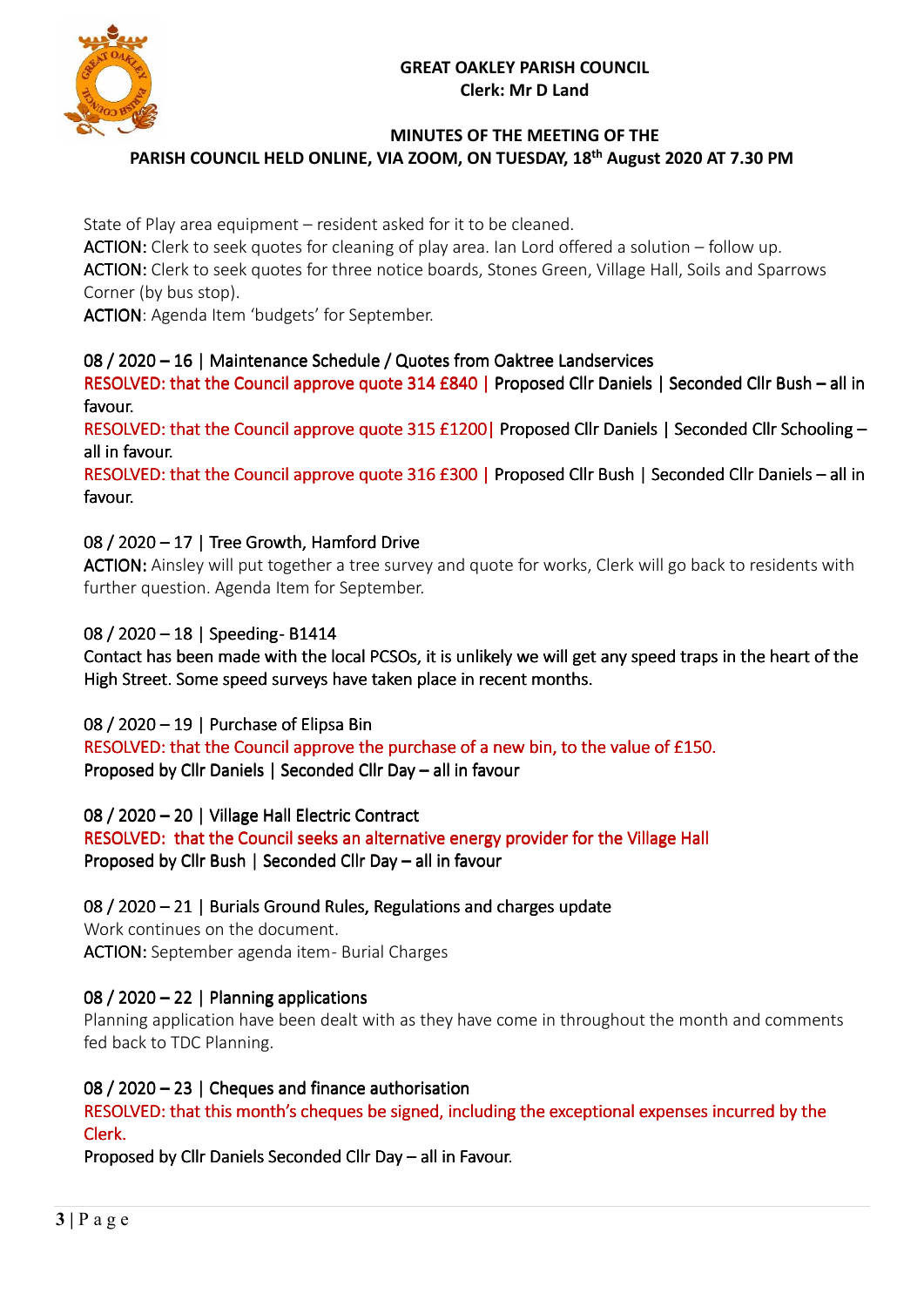**GREAT OAKLEY PARISH COUNCIL**
**Clerk: Mr D Land**

**MINUTES OF THE MEETING OF THE PARISH COUNCIL HELD ONLINE, VIA ZOOM, ON TUESDAY, 18th August 2020 AT 7.30 PM**

State of Play area equipment – resident asked for it to be cleaned.

**ACTION:** Clerk to seek quotes for cleaning of play area. Ian Lord offered a solution – follow up.

**ACTION:** Clerk to seek quotes for three notice boards, Stones Green, Village Hall, Soils and Sparrows Corner (by bus stop).

**ACTION**: Agenda Item 'budgets' for September.

### 08 / 2020 – 16 | Maintenance Schedule / Quotes from Oaktree Landservices

RESOLVED: that the Council approve quote 314 £840 | Proposed Cllr Daniels | Seconded Cllr Bush – all in favour.

RESOLVED: that the Council approve quote 315 £1200| Proposed Cllr Daniels | Seconded Cllr Schooling – all in favour.

RESOLVED: that the Council approve quote 316 £300 | Proposed Cllr Bush | Seconded Cllr Daniels – all in favour.

### 08 / 2020 – 17 | Tree Growth, Hamford Drive

**ACTION:** Ainsley will put together a tree survey and quote for works, Clerk will go back to residents with further question. Agenda Item for September.

### 08 / 2020 – 18 | Speeding- B1414

Contact has been made with the local PCSOs, it is unlikely we will get any speed traps in the heart of the High Street. Some speed surveys have taken place in recent months.

### 08 / 2020 – 19 | Purchase of Elipsa Bin

RESOLVED: that the Council approve the purchase of a new bin, to the value of £150.
Proposed by Cllr Daniels | Seconded Cllr Day – all in favour

### 08 / 2020 – 20 | Village Hall Electric Contract

RESOLVED: that the Council seeks an alternative energy provider for the Village Hall
Proposed by Cllr Bush | Seconded Cllr Day – all in favour

### 08 / 2020 – 21 | Burials Ground Rules, Regulations and charges update

Work continues on the document.

**ACTION:** September agenda item- Burial Charges

### 08 / 2020 – 22 | Planning applications

Planning application have been dealt with as they have come in throughout the month and comments fed back to TDC Planning.

### 08 / 2020 – 23 | Cheques and finance authorisation

RESOLVED: that this month's cheques be signed, including the exceptional expenses incurred by the Clerk.

Proposed by Cllr Daniels Seconded Cllr Day – all in Favour.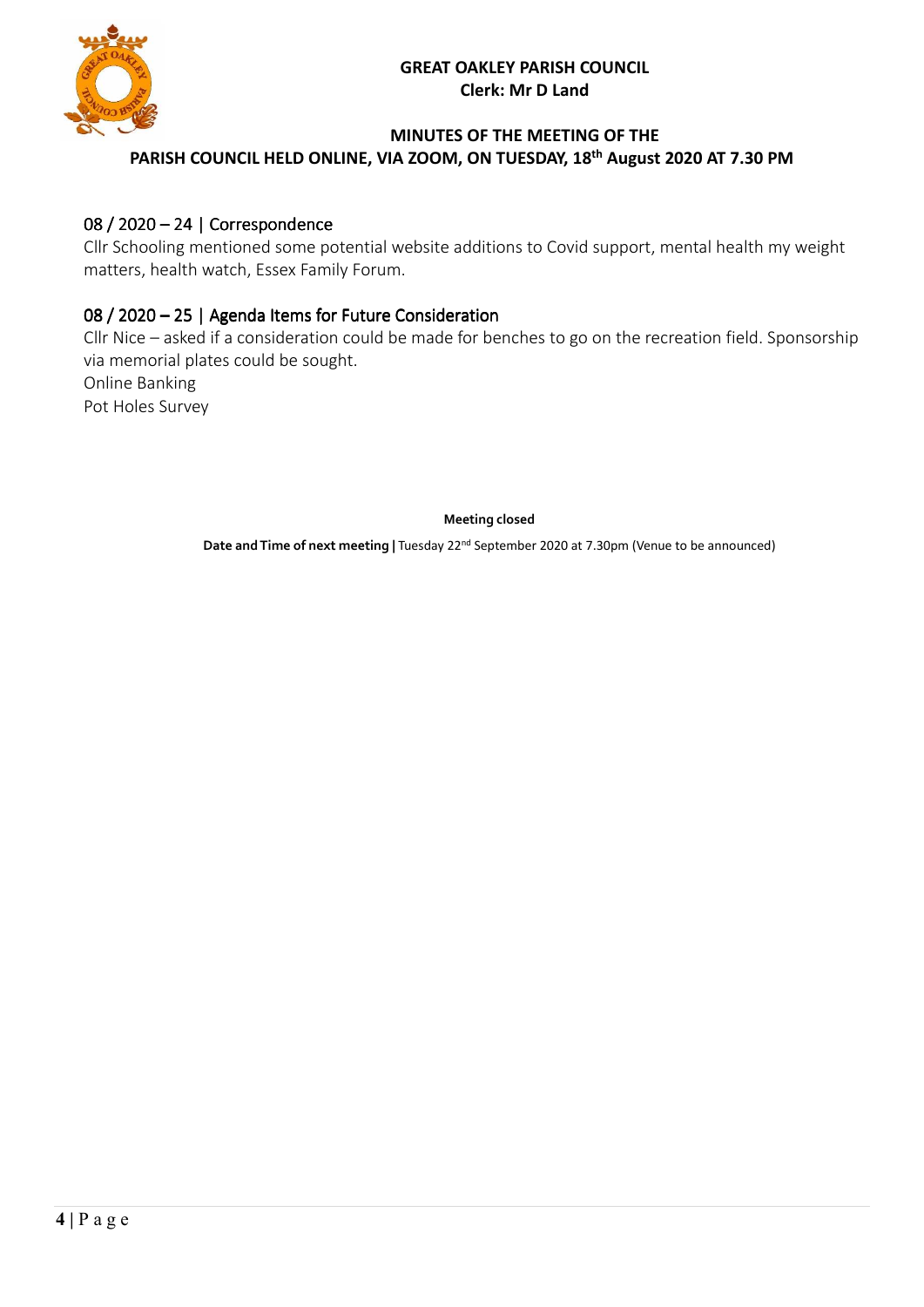**GREAT OAKLEY PARISH COUNCIL**
**Clerk: Mr D Land**

**MINUTES OF THE MEETING OF THE PARISH COUNCIL HELD ONLINE, VIA ZOOM, ON TUESDAY, 18th August 2020 AT 7.30 PM**

## 08 / 2020 – 24 | Correspondence

Cllr Schooling mentioned some potential website additions to Covid support, mental health my weight matters, health watch, Essex Family Forum.

## 08 / 2020 – 25 | Agenda Items for Future Consideration

Cllr Nice – asked if a consideration could be made for benches to go on the recreation field. Sponsorship via memorial plates could be sought.
Online Banking
Pot Holes Survey

**Meeting closed**

**Date and Time of next meeting |** Tuesday 22nd September 2020 at 7.30pm (Venue to be announced)